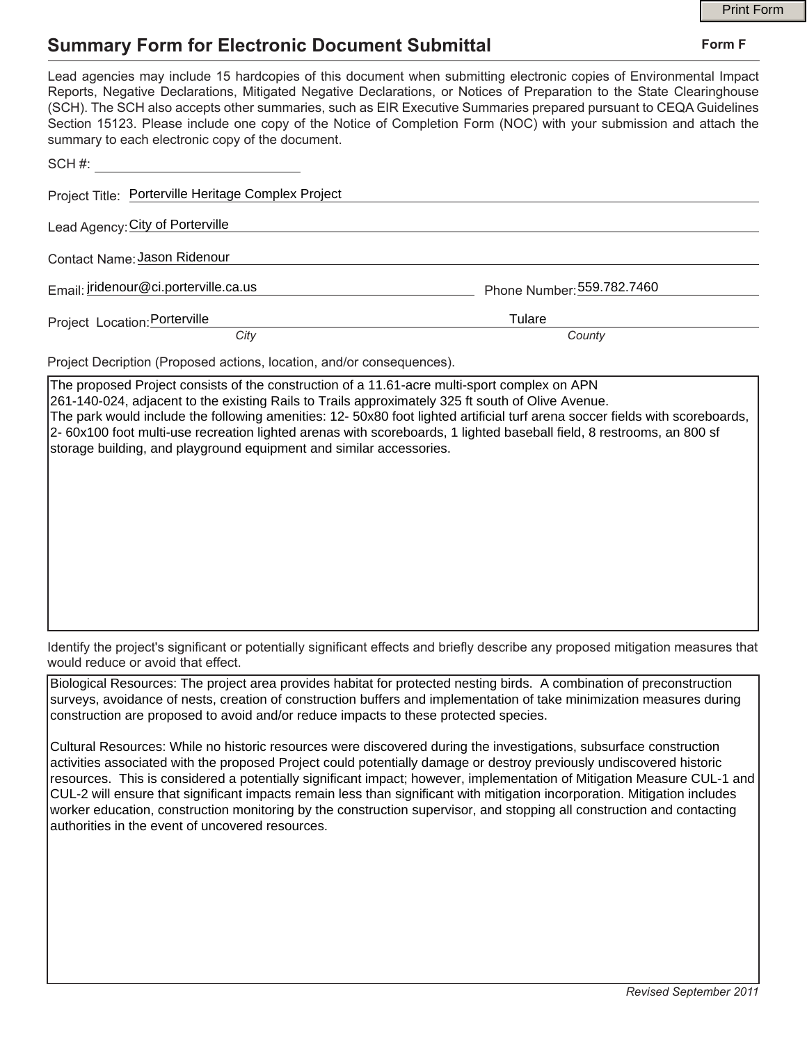Print Form

# Summary Form for Electronic Document Submittal

**Form F**

Lead agencies may include 15 hardcopies of this document when submitting electronic copies of Environmental Impact Reports, Negative Declarations, Mitigated Negative Declarations, or Notices of Preparation to the State Clearinghouse (SCH). The SCH also accepts other summaries, such as EIR Executive Summaries prepared pursuant to CEQA Guidelines Section 15123. Please include one copy of the Notice of Completion Form (NOC) with your submission and attach the summary to each electronic copy of the document.

SCH #: 

Project Title: Porterville Heritage Complex Project

Lead Agency: City of Porterville

Contact Name: Jason Ridenour

Email: jridenour@ci.porterville.ca.us

Phone Number: 559.782.7460

Project Location: Porterville (*City*), Tulare (*County*)

Project Decription (Proposed actions, location, and/or consequences).

The proposed Project consists of the construction of a 11.61-acre multi-sport complex on APN 261-140-024, adjacent to the existing Rails to Trails approximately 325 ft south of Olive Avenue.
The park would include the following amenities: 12- 50x80 foot lighted artificial turf arena soccer fields with scoreboards, 2- 60x100 foot multi-use recreation lighted arenas with scoreboards, 1 lighted baseball field, 8 restrooms, an 800 sf storage building, and playground equipment and similar accessories.

Identify the project's significant or potentially significant effects and briefly describe any proposed mitigation measures that would reduce or avoid that effect.

Biological Resources: The project area provides habitat for protected nesting birds. A combination of preconstruction surveys, avoidance of nests, creation of construction buffers and implementation of take minimization measures during construction are proposed to avoid and/or reduce impacts to these protected species.

Cultural Resources: While no historic resources were discovered during the investigations, subsurface construction activities associated with the proposed Project could potentially damage or destroy previously undiscovered historic resources. This is considered a potentially significant impact; however, implementation of Mitigation Measure CUL-1 and CUL-2 will ensure that significant impacts remain less than significant with mitigation incorporation. Mitigation includes worker education, construction monitoring by the construction supervisor, and stopping all construction and contacting authorities in the event of uncovered resources.

*Revised September 2011*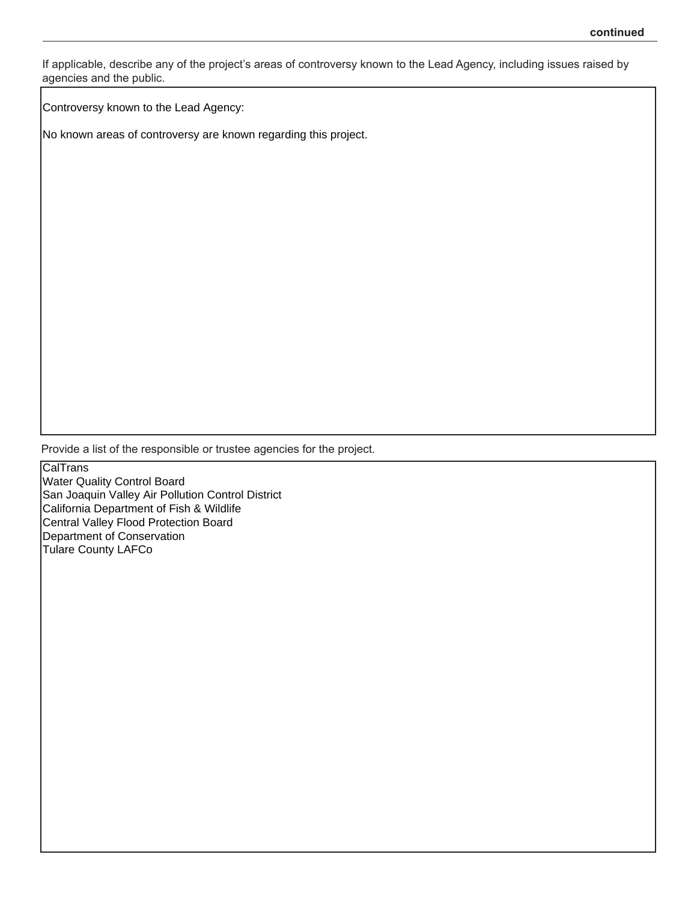If applicable, describe any of the project's areas of controversy known to the Lead Agency, including issues raised by agencies and the public.

Controversy known to the Lead Agency:

No known areas of controversy are known regarding this project.

Provide a list of the responsible or trustee agencies for the project.

CalTrans
Water Quality Control Board
San Joaquin Valley Air Pollution Control District
California Department of Fish & Wildlife
Central Valley Flood Protection Board
Department of Conservation
Tulare County LAFCo